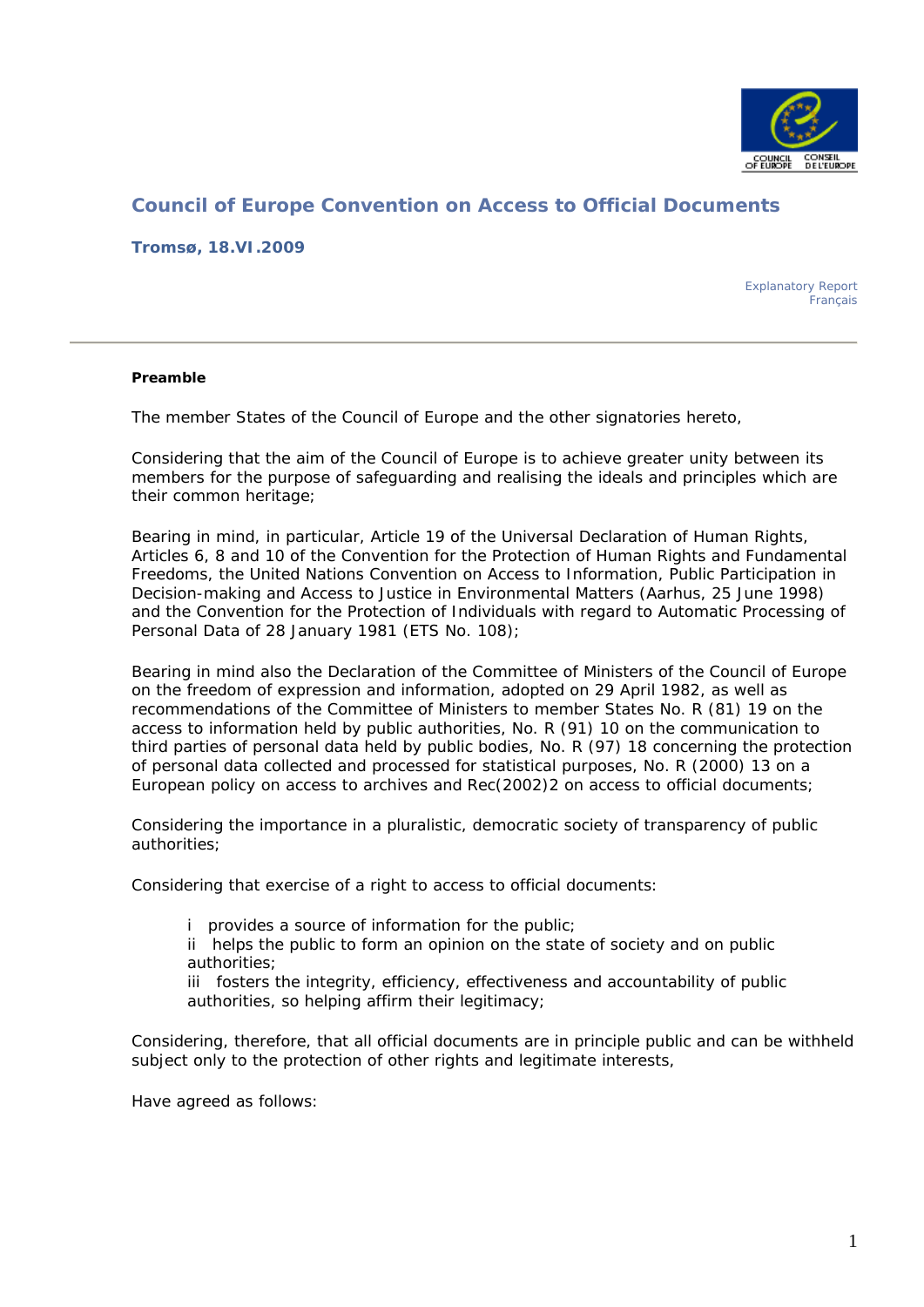# Council of Europe Convention on Access to Official Documents

**Tromsø, 18.VI.2009**

Explanatory Report
Français

---

**Preamble**

The member States of the Council of Europe and the other signatories hereto,

Considering that the aim of the Council of Europe is to achieve greater unity between its members for the purpose of safeguarding and realising the ideals and principles which are their common heritage;

Bearing in mind, in particular, Article 19 of the Universal Declaration of Human Rights, Articles 6, 8 and 10 of the Convention for the Protection of Human Rights and Fundamental Freedoms, the United Nations Convention on Access to Information, Public Participation in Decision-making and Access to Justice in Environmental Matters (Aarhus, 25 June 1998) and the Convention for the Protection of Individuals with regard to Automatic Processing of Personal Data of 28 January 1981 (ETS No. 108);

Bearing in mind also the Declaration of the Committee of Ministers of the Council of Europe on the freedom of expression and information, adopted on 29 April 1982, as well as recommendations of the Committee of Ministers to member States No. R (81) 19 on the access to information held by public authorities, No. R (91) 10 on the communication to third parties of personal data held by public bodies, No. R (97) 18 concerning the protection of personal data collected and processed for statistical purposes, No. R (2000) 13 on a European policy on access to archives and Rec(2002)2 on access to official documents;

Considering the importance in a pluralistic, democratic society of transparency of public authorities;

Considering that exercise of a right to access to official documents:

i provides a source of information for the public;
ii helps the public to form an opinion on the state of society and on public authorities;
iii fosters the integrity, efficiency, effectiveness and accountability of public authorities, so helping affirm their legitimacy;

Considering, therefore, that all official documents are in principle public and can be withheld subject only to the protection of other rights and legitimate interests,

Have agreed as follows: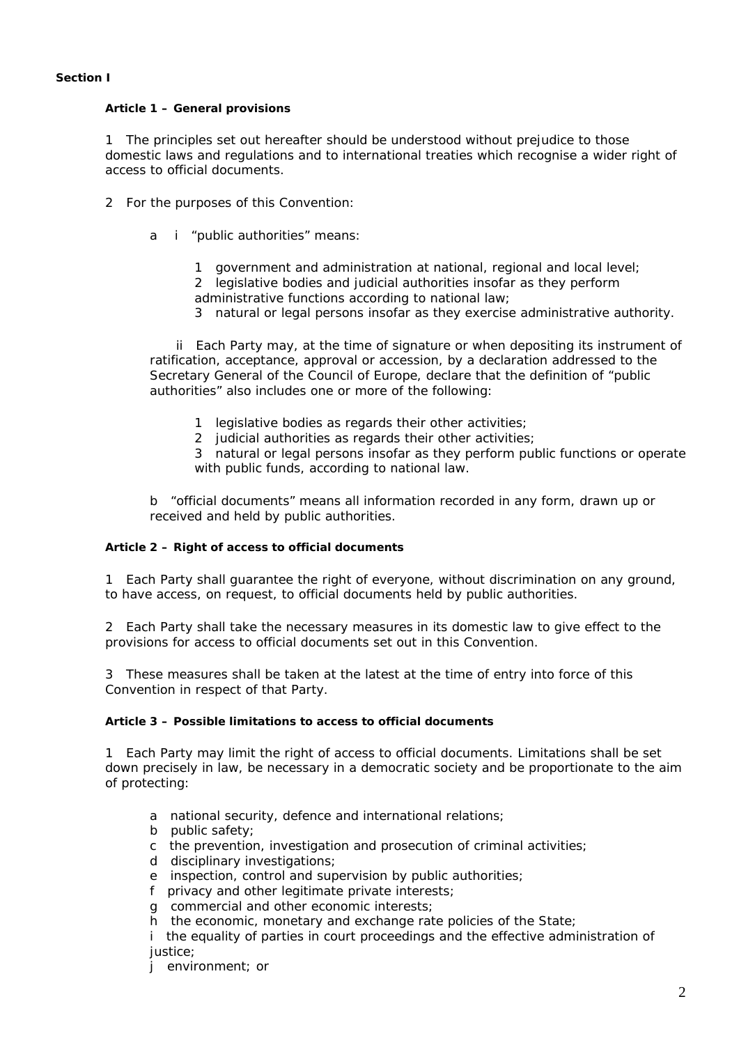**Section I**

**Article 1 – General provisions**

1 The principles set out hereafter should be understood without prejudice to those domestic laws and regulations and to international treaties which recognise a wider right of access to official documents.

2 For the purposes of this Convention:

a i "public authorities" means:

1 government and administration at national, regional and local level;
2 legislative bodies and judicial authorities insofar as they perform administrative functions according to national law;
3 natural or legal persons insofar as they exercise administrative authority.

ii Each Party may, at the time of signature or when depositing its instrument of ratification, acceptance, approval or accession, by a declaration addressed to the Secretary General of the Council of Europe, declare that the definition of "public authorities" also includes one or more of the following:

1 legislative bodies as regards their other activities;
2 judicial authorities as regards their other activities;
3 natural or legal persons insofar as they perform public functions or operate with public funds, according to national law.

b "official documents" means all information recorded in any form, drawn up or received and held by public authorities.

**Article 2 – Right of access to official documents**

1 Each Party shall guarantee the right of everyone, without discrimination on any ground, to have access, on request, to official documents held by public authorities.

2 Each Party shall take the necessary measures in its domestic law to give effect to the provisions for access to official documents set out in this Convention.

3 These measures shall be taken at the latest at the time of entry into force of this Convention in respect of that Party.

**Article 3 – Possible limitations to access to official documents**

1 Each Party may limit the right of access to official documents. Limitations shall be set down precisely in law, be necessary in a democratic society and be proportionate to the aim of protecting:

a national security, defence and international relations;
b public safety;
c the prevention, investigation and prosecution of criminal activities;
d disciplinary investigations;
e inspection, control and supervision by public authorities;
f privacy and other legitimate private interests;
g commercial and other economic interests;
h the economic, monetary and exchange rate policies of the State;
i the equality of parties in court proceedings and the effective administration of justice;
j environment; or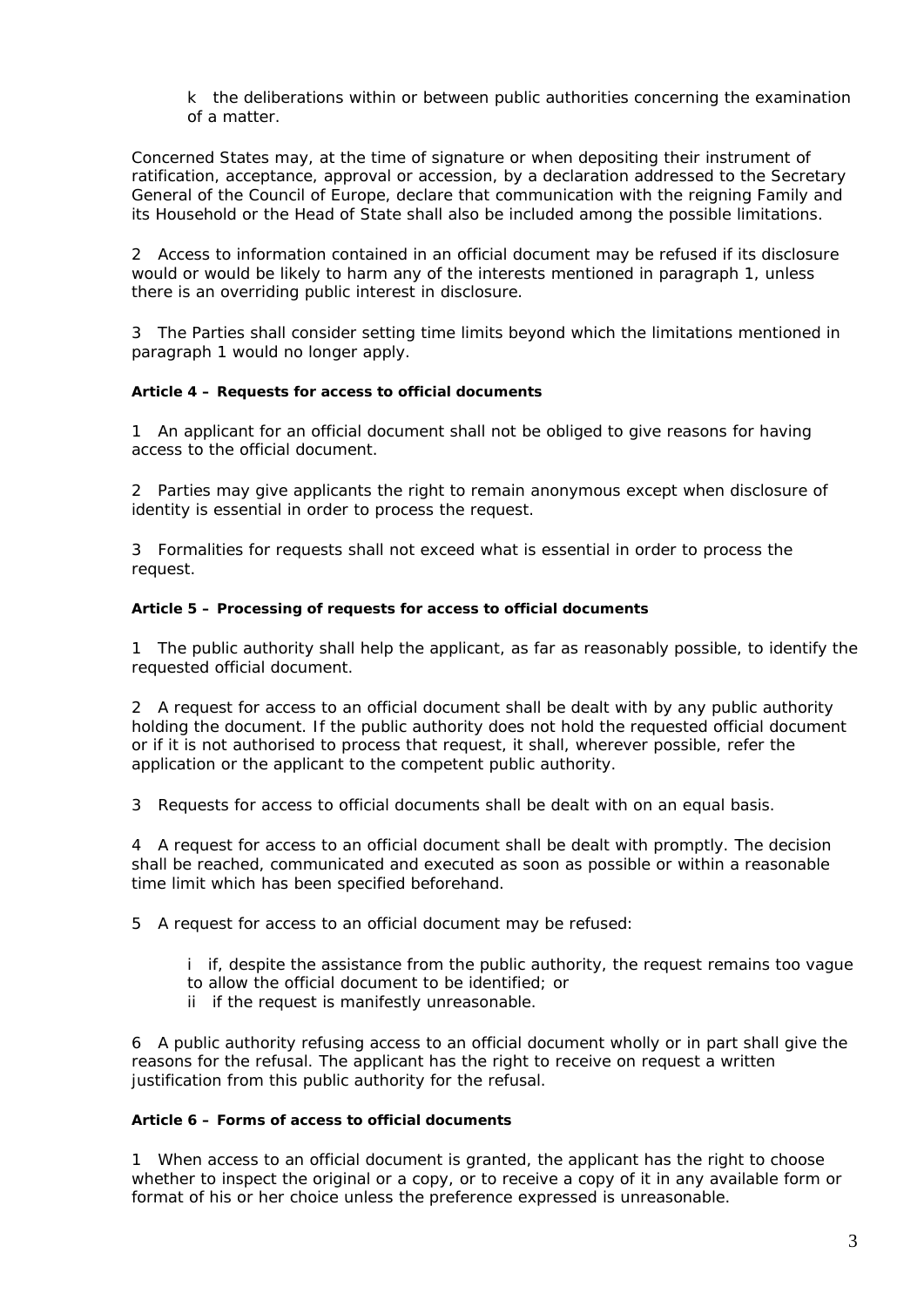k the deliberations within or between public authorities concerning the examination of a matter.

Concerned States may, at the time of signature or when depositing their instrument of ratification, acceptance, approval or accession, by a declaration addressed to the Secretary General of the Council of Europe, declare that communication with the reigning Family and its Household or the Head of State shall also be included among the possible limitations.

2 Access to information contained in an official document may be refused if its disclosure would or would be likely to harm any of the interests mentioned in paragraph 1, unless there is an overriding public interest in disclosure.

3 The Parties shall consider setting time limits beyond which the limitations mentioned in paragraph 1 would no longer apply.

**Article 4 – Requests for access to official documents**

1 An applicant for an official document shall not be obliged to give reasons for having access to the official document.

2 Parties may give applicants the right to remain anonymous except when disclosure of identity is essential in order to process the request.

3 Formalities for requests shall not exceed what is essential in order to process the request.

**Article 5 – Processing of requests for access to official documents**

1 The public authority shall help the applicant, as far as reasonably possible, to identify the requested official document.

2 A request for access to an official document shall be dealt with by any public authority holding the document. If the public authority does not hold the requested official document or if it is not authorised to process that request, it shall, wherever possible, refer the application or the applicant to the competent public authority.

3 Requests for access to official documents shall be dealt with on an equal basis.

4 A request for access to an official document shall be dealt with promptly. The decision shall be reached, communicated and executed as soon as possible or within a reasonable time limit which has been specified beforehand.

5 A request for access to an official document may be refused:

i if, despite the assistance from the public authority, the request remains too vague to allow the official document to be identified; or
ii if the request is manifestly unreasonable.

6 A public authority refusing access to an official document wholly or in part shall give the reasons for the refusal. The applicant has the right to receive on request a written justification from this public authority for the refusal.

**Article 6 – Forms of access to official documents**

1 When access to an official document is granted, the applicant has the right to choose whether to inspect the original or a copy, or to receive a copy of it in any available form or format of his or her choice unless the preference expressed is unreasonable.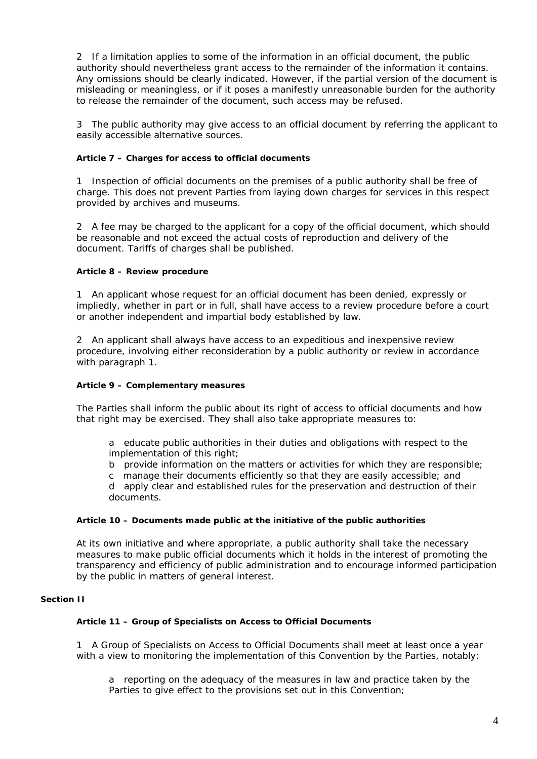2 If a limitation applies to some of the information in an official document, the public authority should nevertheless grant access to the remainder of the information it contains. Any omissions should be clearly indicated. However, if the partial version of the document is misleading or meaningless, or if it poses a manifestly unreasonable burden for the authority to release the remainder of the document, such access may be refused.

3 The public authority may give access to an official document by referring the applicant to easily accessible alternative sources.

#### Article 7 – Charges for access to official documents

1 Inspection of official documents on the premises of a public authority shall be free of charge. This does not prevent Parties from laying down charges for services in this respect provided by archives and museums.

2 A fee may be charged to the applicant for a copy of the official document, which should be reasonable and not exceed the actual costs of reproduction and delivery of the document. Tariffs of charges shall be published.

#### Article 8 – Review procedure

1 An applicant whose request for an official document has been denied, expressly or impliedly, whether in part or in full, shall have access to a review procedure before a court or another independent and impartial body established by law.

2 An applicant shall always have access to an expeditious and inexpensive review procedure, involving either reconsideration by a public authority or review in accordance with paragraph 1.

#### Article 9 – Complementary measures

The Parties shall inform the public about its right of access to official documents and how that right may be exercised. They shall also take appropriate measures to:

a educate public authorities in their duties and obligations with respect to the implementation of this right;
b provide information on the matters or activities for which they are responsible;
c manage their documents efficiently so that they are easily accessible; and
d apply clear and established rules for the preservation and destruction of their documents.

#### Article 10 – Documents made public at the initiative of the public authorities

At its own initiative and where appropriate, a public authority shall take the necessary measures to make public official documents which it holds in the interest of promoting the transparency and efficiency of public administration and to encourage informed participation by the public in matters of general interest.

### Section II

#### Article 11 – Group of Specialists on Access to Official Documents

1 A Group of Specialists on Access to Official Documents shall meet at least once a year with a view to monitoring the implementation of this Convention by the Parties, notably:

a reporting on the adequacy of the measures in law and practice taken by the Parties to give effect to the provisions set out in this Convention;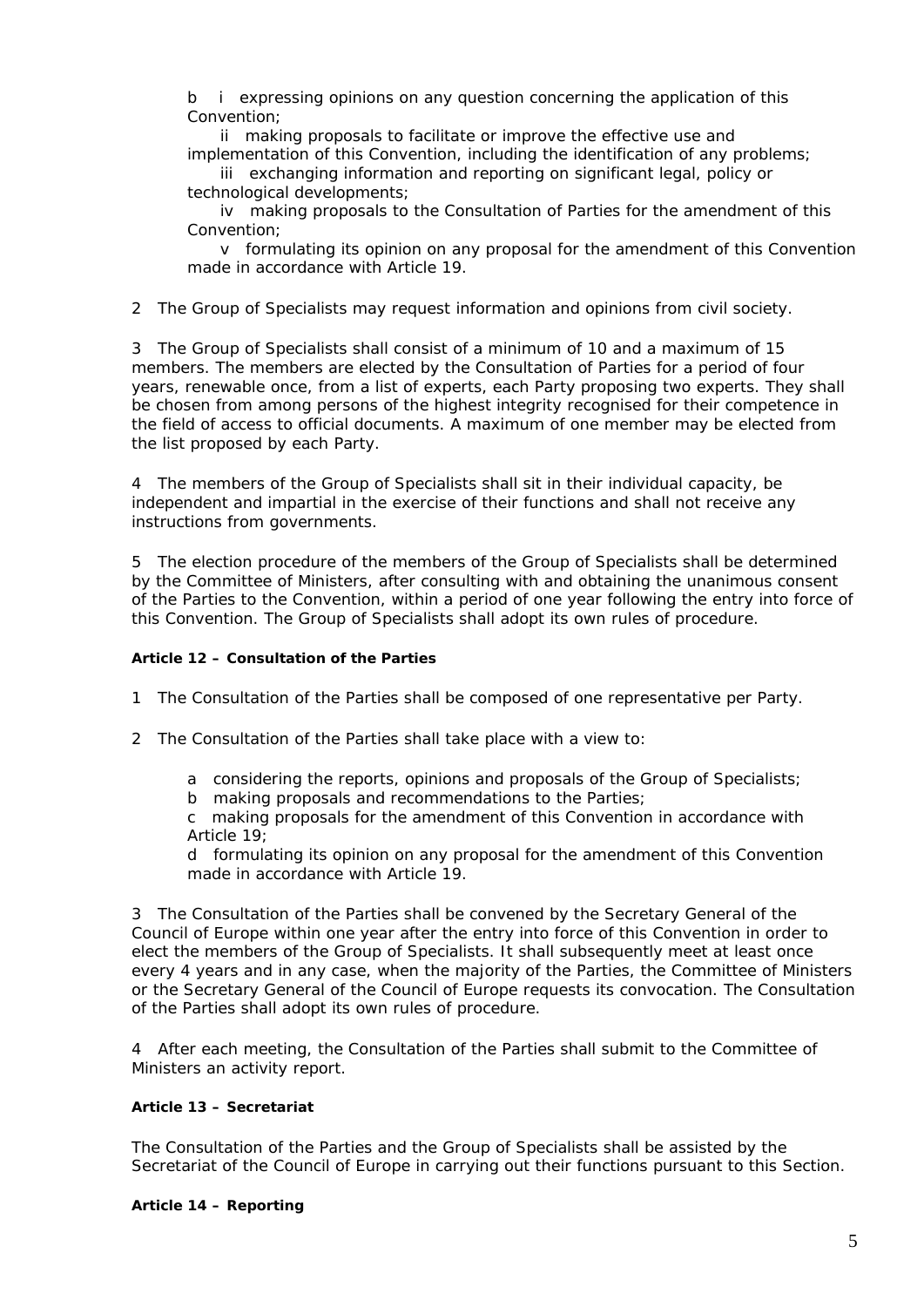b i expressing opinions on any question concerning the application of this Convention;

ii making proposals to facilitate or improve the effective use and implementation of this Convention, including the identification of any problems;

iii exchanging information and reporting on significant legal, policy or technological developments;

iv making proposals to the Consultation of Parties for the amendment of this Convention;

v formulating its opinion on any proposal for the amendment of this Convention made in accordance with Article 19.

2 The Group of Specialists may request information and opinions from civil society.

3 The Group of Specialists shall consist of a minimum of 10 and a maximum of 15 members. The members are elected by the Consultation of Parties for a period of four years, renewable once, from a list of experts, each Party proposing two experts. They shall be chosen from among persons of the highest integrity recognised for their competence in the field of access to official documents. A maximum of one member may be elected from the list proposed by each Party.

4 The members of the Group of Specialists shall sit in their individual capacity, be independent and impartial in the exercise of their functions and shall not receive any instructions from governments.

5 The election procedure of the members of the Group of Specialists shall be determined by the Committee of Ministers, after consulting with and obtaining the unanimous consent of the Parties to the Convention, within a period of one year following the entry into force of this Convention. The Group of Specialists shall adopt its own rules of procedure.

**Article 12 – Consultation of the Parties**

1 The Consultation of the Parties shall be composed of one representative per Party.

2 The Consultation of the Parties shall take place with a view to:

a considering the reports, opinions and proposals of the Group of Specialists;

b making proposals and recommendations to the Parties;

c making proposals for the amendment of this Convention in accordance with Article 19;

d formulating its opinion on any proposal for the amendment of this Convention made in accordance with Article 19.

3 The Consultation of the Parties shall be convened by the Secretary General of the Council of Europe within one year after the entry into force of this Convention in order to elect the members of the Group of Specialists. It shall subsequently meet at least once every 4 years and in any case, when the majority of the Parties, the Committee of Ministers or the Secretary General of the Council of Europe requests its convocation. The Consultation of the Parties shall adopt its own rules of procedure.

4 After each meeting, the Consultation of the Parties shall submit to the Committee of Ministers an activity report.

**Article 13 – Secretariat**

The Consultation of the Parties and the Group of Specialists shall be assisted by the Secretariat of the Council of Europe in carrying out their functions pursuant to this Section.

**Article 14 – Reporting**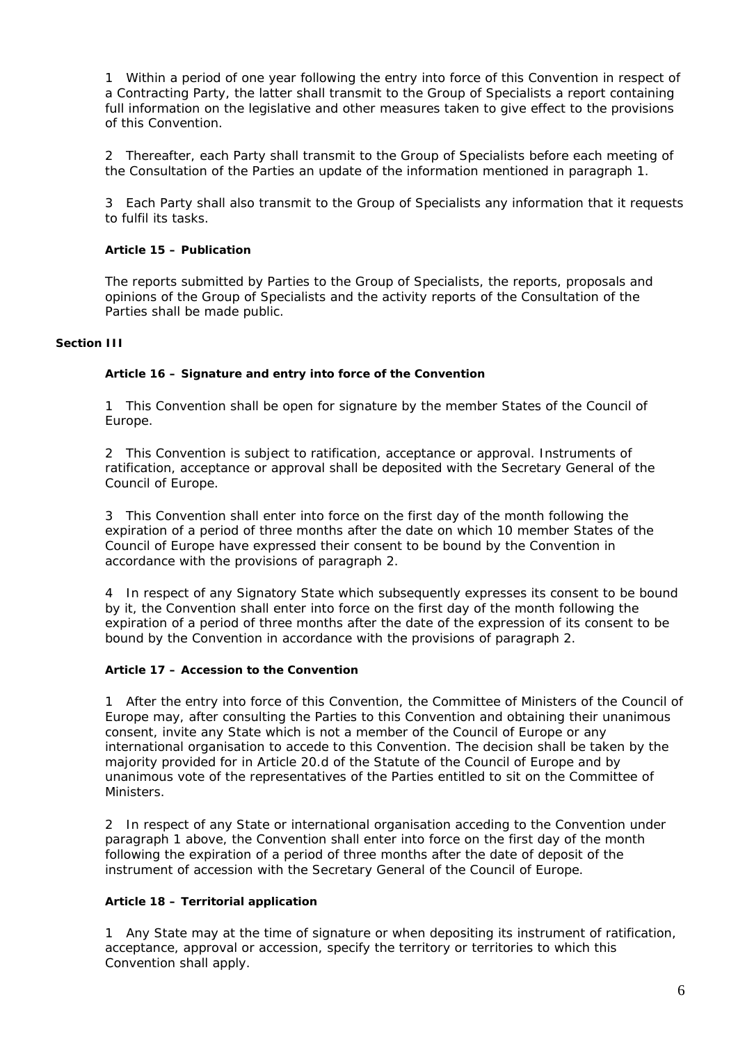1 Within a period of one year following the entry into force of this Convention in respect of a Contracting Party, the latter shall transmit to the Group of Specialists a report containing full information on the legislative and other measures taken to give effect to the provisions of this Convention.

2 Thereafter, each Party shall transmit to the Group of Specialists before each meeting of the Consultation of the Parties an update of the information mentioned in paragraph 1.

3 Each Party shall also transmit to the Group of Specialists any information that it requests to fulfil its tasks.

### Article 15 – Publication

The reports submitted by Parties to the Group of Specialists, the reports, proposals and opinions of the Group of Specialists and the activity reports of the Consultation of the Parties shall be made public.

## Section III

### Article 16 – Signature and entry into force of the Convention

1 This Convention shall be open for signature by the member States of the Council of Europe.

2 This Convention is subject to ratification, acceptance or approval. Instruments of ratification, acceptance or approval shall be deposited with the Secretary General of the Council of Europe.

3 This Convention shall enter into force on the first day of the month following the expiration of a period of three months after the date on which 10 member States of the Council of Europe have expressed their consent to be bound by the Convention in accordance with the provisions of paragraph 2.

4 In respect of any Signatory State which subsequently expresses its consent to be bound by it, the Convention shall enter into force on the first day of the month following the expiration of a period of three months after the date of the expression of its consent to be bound by the Convention in accordance with the provisions of paragraph 2.

### Article 17 – Accession to the Convention

1 After the entry into force of this Convention, the Committee of Ministers of the Council of Europe may, after consulting the Parties to this Convention and obtaining their unanimous consent, invite any State which is not a member of the Council of Europe or any international organisation to accede to this Convention. The decision shall be taken by the majority provided for in Article 20.d of the Statute of the Council of Europe and by unanimous vote of the representatives of the Parties entitled to sit on the Committee of Ministers.

2 In respect of any State or international organisation acceding to the Convention under paragraph 1 above, the Convention shall enter into force on the first day of the month following the expiration of a period of three months after the date of deposit of the instrument of accession with the Secretary General of the Council of Europe.

### Article 18 – Territorial application

1 Any State may at the time of signature or when depositing its instrument of ratification, acceptance, approval or accession, specify the territory or territories to which this Convention shall apply.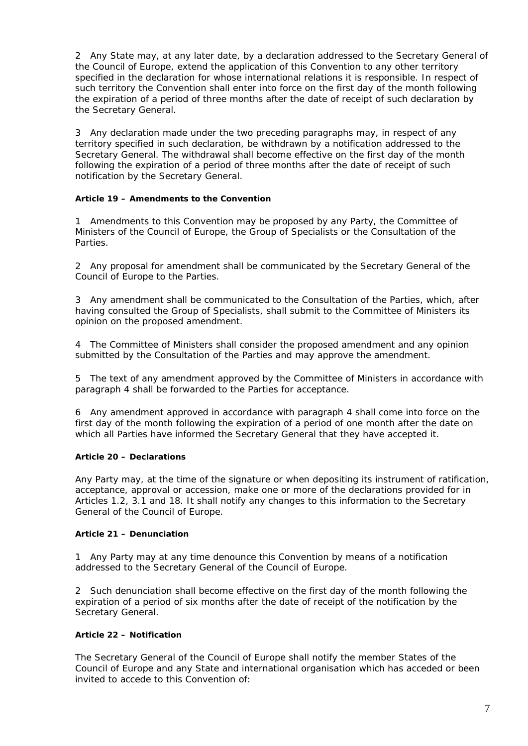2 Any State may, at any later date, by a declaration addressed to the Secretary General of the Council of Europe, extend the application of this Convention to any other territory specified in the declaration for whose international relations it is responsible. In respect of such territory the Convention shall enter into force on the first day of the month following the expiration of a period of three months after the date of receipt of such declaration by the Secretary General.

3 Any declaration made under the two preceding paragraphs may, in respect of any territory specified in such declaration, be withdrawn by a notification addressed to the Secretary General. The withdrawal shall become effective on the first day of the month following the expiration of a period of three months after the date of receipt of such notification by the Secretary General.

#### Article 19 – Amendments to the Convention

1 Amendments to this Convention may be proposed by any Party, the Committee of Ministers of the Council of Europe, the Group of Specialists or the Consultation of the Parties.

2 Any proposal for amendment shall be communicated by the Secretary General of the Council of Europe to the Parties.

3 Any amendment shall be communicated to the Consultation of the Parties, which, after having consulted the Group of Specialists, shall submit to the Committee of Ministers its opinion on the proposed amendment.

4 The Committee of Ministers shall consider the proposed amendment and any opinion submitted by the Consultation of the Parties and may approve the amendment.

5 The text of any amendment approved by the Committee of Ministers in accordance with paragraph 4 shall be forwarded to the Parties for acceptance.

6 Any amendment approved in accordance with paragraph 4 shall come into force on the first day of the month following the expiration of a period of one month after the date on which all Parties have informed the Secretary General that they have accepted it.

#### Article 20 – Declarations

Any Party may, at the time of the signature or when depositing its instrument of ratification, acceptance, approval or accession, make one or more of the declarations provided for in Articles 1.2, 3.1 and 18. It shall notify any changes to this information to the Secretary General of the Council of Europe.

#### Article 21 – Denunciation

1 Any Party may at any time denounce this Convention by means of a notification addressed to the Secretary General of the Council of Europe.

2 Such denunciation shall become effective on the first day of the month following the expiration of a period of six months after the date of receipt of the notification by the Secretary General.

#### Article 22 – Notification

The Secretary General of the Council of Europe shall notify the member States of the Council of Europe and any State and international organisation which has acceded or been invited to accede to this Convention of: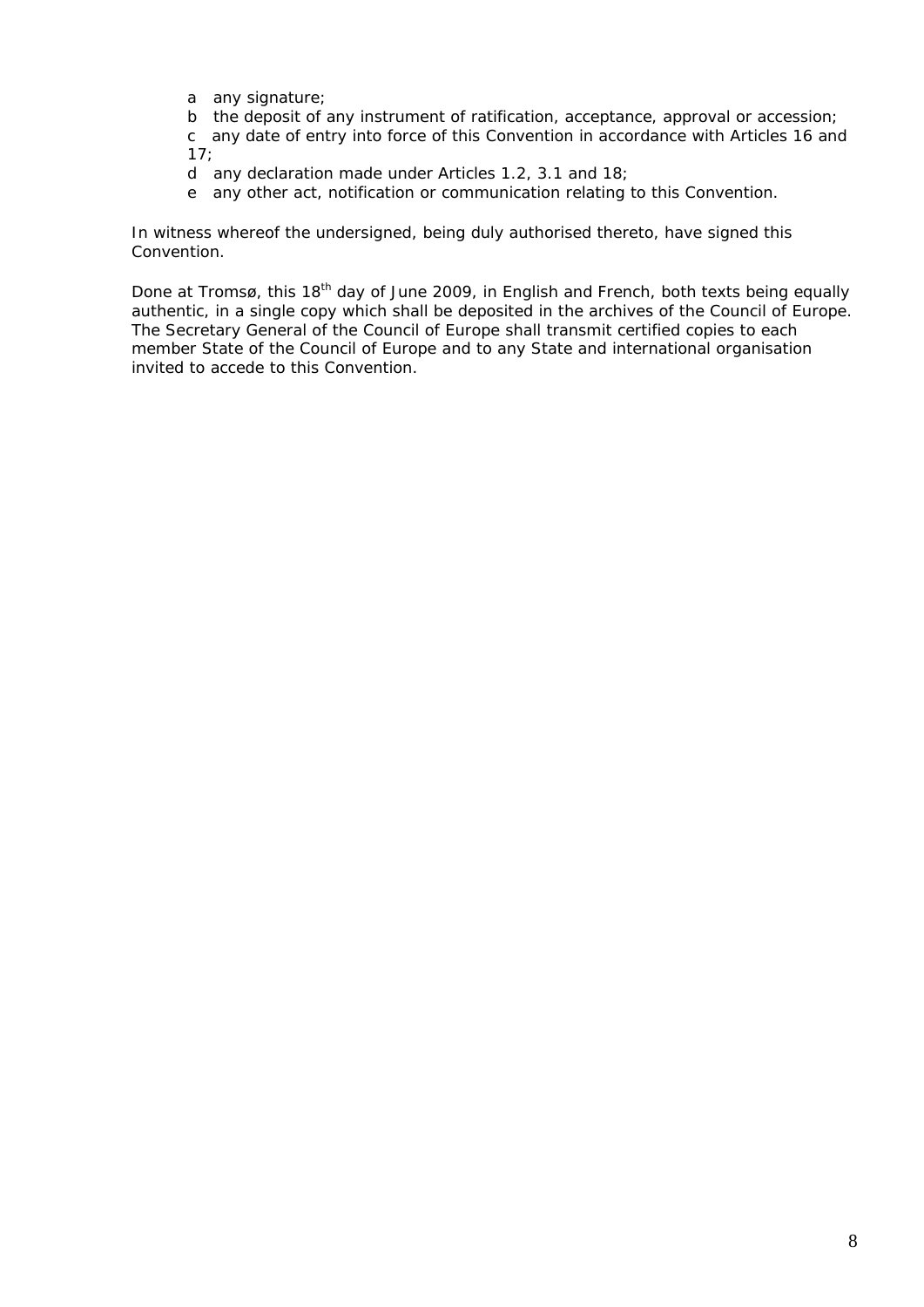a any signature;

b the deposit of any instrument of ratification, acceptance, approval or accession;

c any date of entry into force of this Convention in accordance with Articles 16 and 17;

d any declaration made under Articles 1.2, 3.1 and 18;

e any other act, notification or communication relating to this Convention.

In witness whereof the undersigned, being duly authorised thereto, have signed this Convention.

Done at Tromsø, this 18th day of June 2009, in English and French, both texts being equally authentic, in a single copy which shall be deposited in the archives of the Council of Europe. The Secretary General of the Council of Europe shall transmit certified copies to each member State of the Council of Europe and to any State and international organisation invited to accede to this Convention.